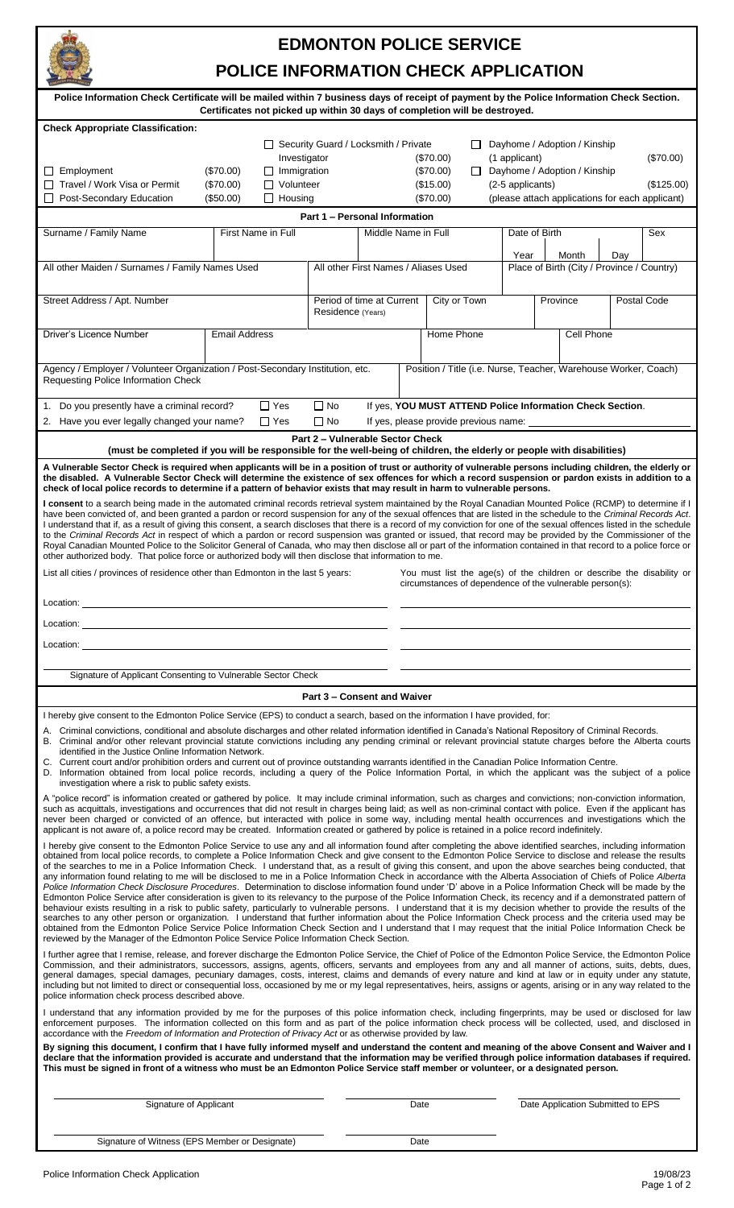# EDMONTON POLICE SERVICE

# POLICE INFORMATION CHECK APPLICATION

**Police Information Check Certificate will be mailed within 7 business days of receipt of payment by the Police Information Check Section. Certificates not picked up within 30 days of completion will be destroyed.**

**Check Appropriate Classification:**

| | | | | | |
|---|---|---|---|---|---|
| ☐ Employment | ($70.00) | ☐ Security Guard / Locksmith / Private Investigator | ($70.00) | ☐ Dayhome / Adoption / Kinship (1 applicant) | ($70.00) |
| ☐ Travel / Work Visa or Permit | ($70.00) | ☐ Immigration | ($70.00) | ☐ Dayhome / Adoption / Kinship (2-5 applicants) | ($125.00) |
| ☐ Post-Secondary Education | ($50.00) | ☐ Volunteer | ($15.00) | (please attach applications for each applicant) | |
| | | ☐ Housing | ($70.00) | | |

## Part 1 – Personal Information

| Surname / Family Name | First Name in Full | Middle Name in Full | Date of Birth (Year / Month / Day) | Sex |
|---|---|---|---|---|
| | | | | |

| All other Maiden / Surnames / Family Names Used | All other First Names / Aliases Used | Place of Birth (City / Province / Country) |
|---|---|---|
| | | |

| Street Address / Apt. Number | Period of time at Current Residence (Years) | City or Town | Province | Postal Code |
|---|---|---|---|---|
| | | | | |

| Driver's Licence Number | Email Address | Home Phone | Cell Phone |
|---|---|---|---|
| | | | |

| Agency / Employer / Volunteer Organization / Post-Secondary Institution, etc. Requesting Police Information Check | Position / Title (i.e. Nurse, Teacher, Warehouse Worker, Coach) |
|---|---|
| | |

1. Do you presently have a criminal record? ☐ Yes ☐ No If yes, **YOU MUST ATTEND Police Information Check Section**.
2. Have you ever legally changed your name? ☐ Yes ☐ No If yes, please provide previous name: ____________

## Part 2 – Vulnerable Sector Check

**(must be completed if you will be responsible for the well-being of children, the elderly or people with disabilities)**

**A Vulnerable Sector Check is required when applicants will be in a position of trust or authority of vulnerable persons including children, the elderly or the disabled. A Vulnerable Sector Check will determine the existence of sex offences for which a record suspension or pardon exists in addition to a check of local police records to determine if a pattern of behavior exists that may result in harm to vulnerable persons.**

**I consent** to a search being made in the automated criminal records retrieval system maintained by the Royal Canadian Mounted Police (RCMP) to determine if I have been convicted of, and been granted a pardon or record suspension for any of the sexual offences that are listed in the schedule to the *Criminal Records Act*. I understand that if, as a result of giving this consent, a search discloses that there is a record of my conviction for one of the sexual offences listed in the schedule to the *Criminal Records Act* in respect of which a pardon or record suspension was granted or issued, that record may be provided by the Commissioner of the Royal Canadian Mounted Police to the Solicitor General of Canada, who may then disclose all or part of the information contained in that record to a police force or other authorized body. That police force or authorized body will then disclose that information to me.

List all cities / provinces of residence other than Edmonton in the last 5 years:

Location: ____________

Location: ____________

Location: ____________

You must list the age(s) of the children or describe the disability or circumstances of dependence of the vulnerable person(s):

____________

____________

____________

____________

Signature of Applicant Consenting to Vulnerable Sector Check

## Part 3 – Consent and Waiver

I hereby give consent to the Edmonton Police Service (EPS) to conduct a search, based on the information I have provided, for:

A. Criminal convictions, conditional and absolute discharges and other related information identified in Canada's National Repository of Criminal Records.
B. Criminal and/or other relevant provincial statute convictions including any pending criminal or relevant provincial statute charges before the Alberta courts identified in the Justice Online Information Network.
C. Current court and/or prohibition orders and current out of province outstanding warrants identified in the Canadian Police Information Centre.
D. Information obtained from local police records, including a query of the Police Information Portal, in which the applicant was the subject of a police investigation where a risk to public safety exists.

A "police record" is information created or gathered by police. It may include criminal information, such as charges and convictions; non-conviction information, such as acquittals, investigations and occurrences that did not result in charges being laid; as well as non-criminal contact with police. Even if the applicant has never been charged or convicted of an offence, but interacted with police in some way, including mental health occurrences and investigations which the applicant is not aware of, a police record may be created. Information created or gathered by police is retained in a police record indefinitely.

I hereby give consent to the Edmonton Police Service to use any and all information found after completing the above identified searches, including information obtained from local police records, to complete a Police Information Check and give consent to the Edmonton Police Service to disclose and release the results of the searches to me in a Police Information Check. I understand that, as a result of giving this consent, and upon the above searches being conducted, that any information found relating to me will be disclosed to me in a Police Information Check in accordance with the Alberta Association of Chiefs of Police *Alberta Police Information Check Disclosure Procedures*. Determination to disclose information found under 'D' above in a Police Information Check will be made by the Edmonton Police Service after consideration is given to its relevancy to the purpose of the Police Information Check, its recency and if a demonstrated pattern of behaviour exists resulting in a risk to public safety, particularly to vulnerable persons. I understand that it is my decision whether to provide the results of the searches to any other person or organization. I understand that further information about the Police Information Check process and the criteria used may be obtained from the Edmonton Police Service Police Information Check Section and I understand that I may request that the initial Police Information Check be reviewed by the Manager of the Edmonton Police Service Police Information Check Section.

I further agree that I remise, release, and forever discharge the Edmonton Police Service, the Chief of Police of the Edmonton Police Service, the Edmonton Police Commission, and their administrators, successors, assigns, agents, officers, servants and employees from any and all manner of actions, suits, debts, dues, general damages, special damages, pecuniary damages, costs, interest, claims and demands of every nature and kind at law or in equity under any statute, including but not limited to direct or consequential loss, occasioned by me or my legal representatives, heirs, assigns or agents, arising or in any way related to the police information check process described above.

I understand that any information provided by me for the purposes of this police information check, including fingerprints, may be used or disclosed for law enforcement purposes. The information collected on this form and as part of the police information check process will be collected, used, and disclosed in accordance with the *Freedom of Information and Protection of Privacy Act* or as otherwise provided by law.

**By signing this document, I confirm that I have fully informed myself and understand the content and meaning of the above Consent and Waiver and I declare that the information provided is accurate and understand that the information may be verified through police information databases if required. This must be signed in front of a witness who must be an Edmonton Police Service staff member or volunteer, or a designated person.**

| Signature of Applicant | Date | Date Application Submitted to EPS |
|---|---|---|
| | | |

| Signature of Witness (EPS Member or Designate) | Date |
|---|---|
| | |

Police Information Check Application 19/08/23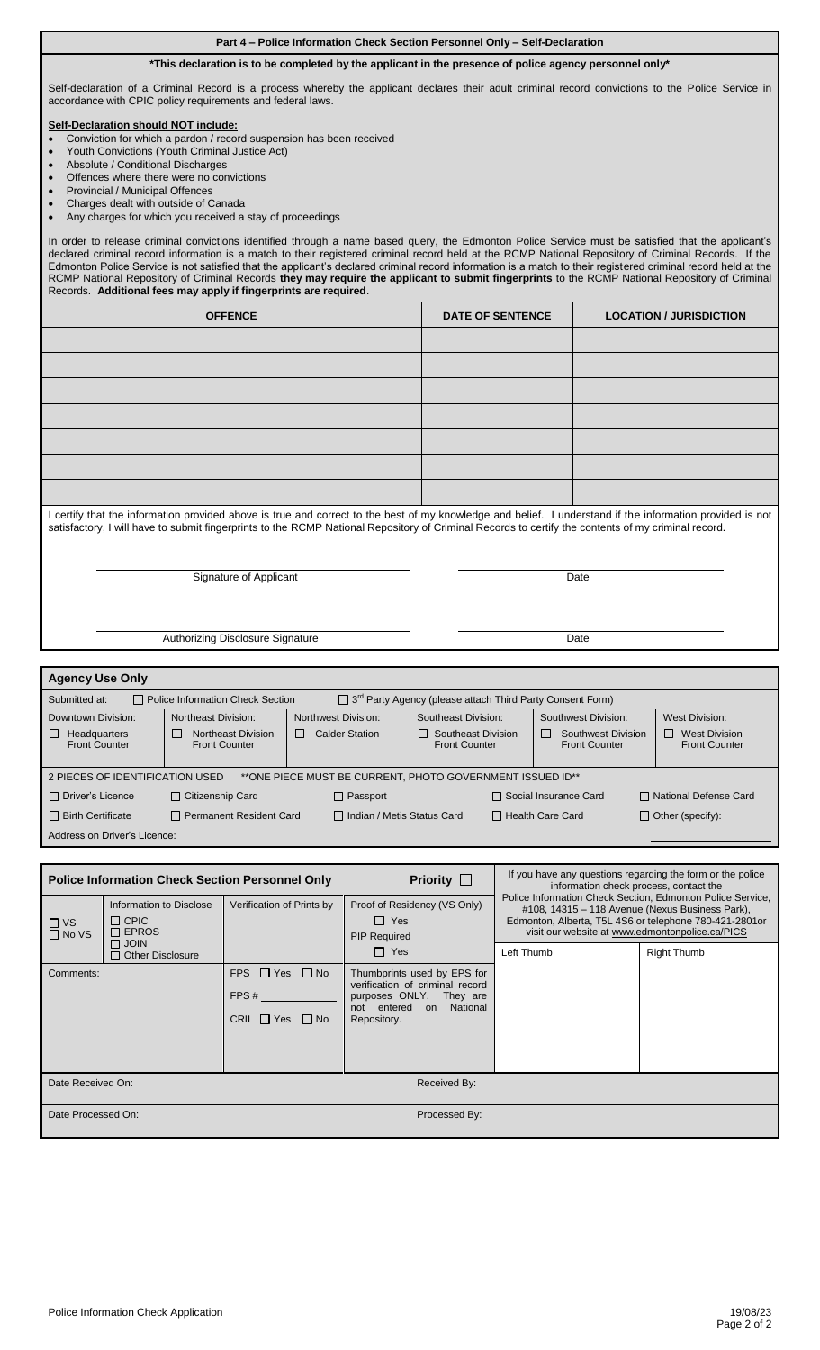## Part 4 – Police Information Check Section Personnel Only – Self-Declaration

**\*This declaration is to be completed by the applicant in the presence of police agency personnel only\***

Self-declaration of a Criminal Record is a process whereby the applicant declares their adult criminal record convictions to the Police Service in accordance with CPIC policy requirements and federal laws.

**Self-Declaration should NOT include:**

- Conviction for which a pardon / record suspension has been received
- Youth Convictions (Youth Criminal Justice Act)
- Absolute / Conditional Discharges
- Offences where there were no convictions
- Provincial / Municipal Offences
- Charges dealt with outside of Canada
- Any charges for which you received a stay of proceedings

In order to release criminal convictions identified through a name based query, the Edmonton Police Service must be satisfied that the applicant's declared criminal record information is a match to their registered criminal record held at the RCMP National Repository of Criminal Records. If the Edmonton Police Service is not satisfied that the applicant's declared criminal record information is a match to their registered criminal record held at the RCMP National Repository of Criminal Records **they may require the applicant to submit fingerprints** to the RCMP National Repository of Criminal Records. **Additional fees may apply if fingerprints are required**.

| OFFENCE | DATE OF SENTENCE | LOCATION / JURISDICTION |
|---|---|---|
| | | |
| | | |
| | | |
| | | |
| | | |
| | | |
| | | |

I certify that the information provided above is true and correct to the best of my knowledge and belief. I understand if the information provided is not satisfactory, I will have to submit fingerprints to the RCMP National Repository of Criminal Records to certify the contents of my criminal record.

Signature of Applicant ____________________ Date ____________________

Authorizing Disclosure Signature ____________________ Date ____________________

## Agency Use Only

Submitted at: ☐ Police Information Check Section ☐ 3rd Party Agency (please attach Third Party Consent Form)

| Downtown Division: | Northeast Division: | Northwest Division: | Southeast Division: | Southwest Division: | West Division: |
|---|---|---|---|---|---|
| ☐ Headquarters Front Counter | ☐ Northeast Division Front Counter | ☐ Calder Station | ☐ Southeast Division Front Counter | ☐ Southwest Division Front Counter | ☐ West Division Front Counter |

2 PIECES OF IDENTIFICATION USED \*\*ONE PIECE MUST BE CURRENT, PHOTO GOVERNMENT ISSUED ID\*\*

| | | | | |
|---|---|---|---|---|
| ☐ Driver's Licence | ☐ Citizenship Card | ☐ Passport | ☐ Social Insurance Card | ☐ National Defense Card |
| ☐ Birth Certificate | ☐ Permanent Resident Card | ☐ Indian / Metis Status Card | ☐ Health Care Card | ☐ Other (specify): |

Address on Driver's Licence: ____________________

**Police Information Check Section Personnel Only** Priority ☐

| | | | | | |
|---|---|---|---|---|---|
| ☐ VS<br>☐ No VS | Information to Disclose<br>☐ CPIC<br>☐ EPROS<br>☐ JOIN<br>☐ Other Disclosure | Verification of Prints by | Proof of Residency (VS Only)<br>☐ Yes<br>PIP Required<br>☐ Yes | Left Thumb | Right Thumb |
| Comments: | | FPS ☐ Yes ☐ No<br>FPS # ________<br>CRII ☐ Yes ☐ No | Thumbprints used by EPS for verification of criminal record purposes ONLY. They are not entered on National Repository. | | |

If you have any questions regarding the form or the police information check process, contact the Police Information Check Section, Edmonton Police Service, #108, 14315 – 118 Avenue (Nexus Business Park), Edmonton, Alberta, T5L 4S6 or telephone 780-421-2801or visit our website at www.edmontonpolice.ca/PICS

| | |
|---|---|
| Date Received On: | Received By: |
| Date Processed On: | Processed By: |

Police Information Check Application 19/08/23